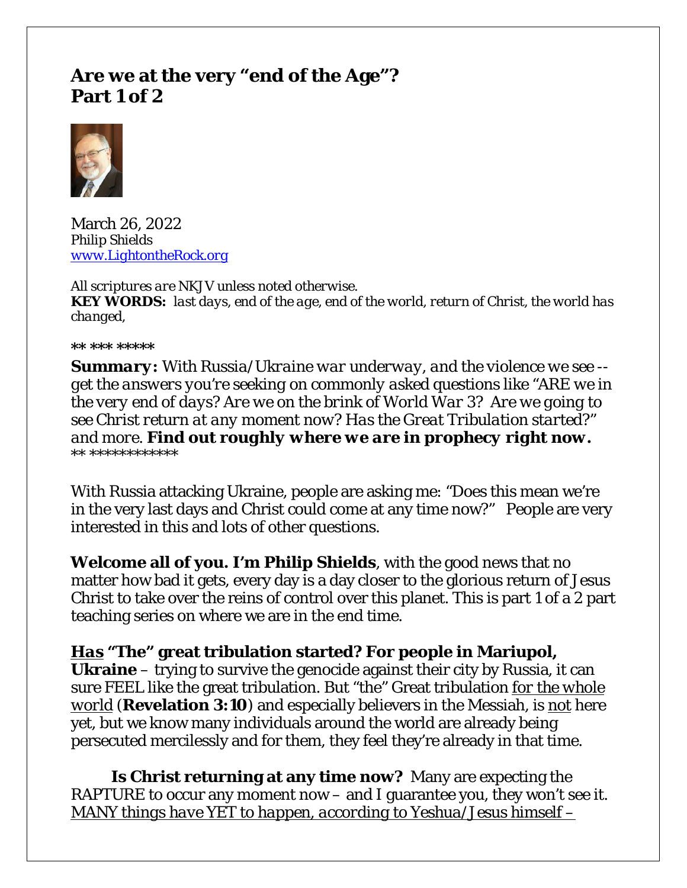# Are we at the very "end of the Age"?
# Part 1 of 2

March 26, 2022
Philip Shields
[www.LightontheRock.org](http://www.LightontheRock.org)

*All scriptures are NKJV unless noted otherwise.*
***KEY WORDS:*** *last days, end of the age, end of the world, return of Christ, the world has changed,*

** *** *****

***Summary:*** *With Russia/Ukraine war underway, and the violence we see -- get the answers you're seeking on commonly asked questions like "ARE we in the very end of days? Are we on the brink of World War 3? Are we going to see Christ return at any moment now? Has the Great Tribulation started?" and more.* ***Find out roughly where we are in prophecy right now.***
** ************

With Russia attacking Ukraine, people are asking me: "Does this mean we're in the very last days and Christ could come at any time now?" People are very interested in this and lots of other questions.

**Welcome all of you. I'm Philip Shields**, with the good news that no matter how bad it gets, every day is a day closer to the glorious return of Jesus Christ to take over the reins of control over this planet. This is part 1 of a 2 part teaching series on where we are in the end time.

***Has* "The" great tribulation started? For people in Mariupol, Ukraine** – trying to survive the genocide against their city by Russia, it can sure FEEL like the great tribulation. But "the" Great tribulation for the whole world (**Revelation 3:10**) and especially believers in the Messiah, is not here yet, but we know many individuals around the world are already being persecuted mercilessly and for them, they feel they're already in that time.

**Is Christ returning at any time now?** Many are expecting the RAPTURE to occur any moment now – and I guarantee you, they won't see it. *MANY things have YET to happen, according to Yeshua/Jesus himself –*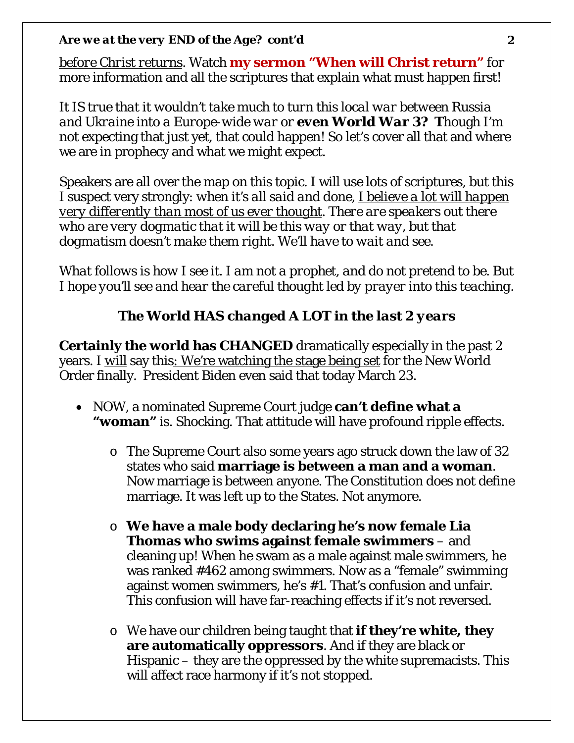before Christ returns. Watch **my sermon "When will Christ return"** for more information and all the scriptures that explain what must happen first!

*It IS true that it wouldn't take much to turn this local war between Russia and Ukraine into a Europe-wide war or* ***even World War 3?*** **T**hough I'm not expecting that just yet, that could happen! So let's cover all that and where we are in prophecy and what we might expect.

Speakers are all over the map on this topic. I will use lots of scriptures, but this I suspect very strongly: *when it's all said and done, I believe a lot will happen very differently than most of us ever thought. There are speakers out there who are very dogmatic that it will be this way or that way, but that dogmatism doesn't make them right. We'll have to wait and see.*

*What follows is how I see it. I am not a prophet, and do not pretend to be. But I hope you'll see and hear the careful thought led by prayer into this teaching.*

### *The World HAS changed A LOT in the last 2 years*

**Certainly the world has CHANGED** dramatically especially in the past 2 years. I will say this: We're watching the stage being set for the New World Order finally. President Biden even said that today March 23.

- NOW, a nominated Supreme Court judge **can't define what a "woman"** is. Shocking. That attitude will have profound ripple effects.
  - The Supreme Court also some years ago struck down the law of 32 states who said **marriage is between a man and a woman**. Now marriage is between anyone. The Constitution does not define marriage. It was left up to the States. Not anymore.
  - **We have a male body declaring he's now female Lia Thomas who swims against female swimmers** – and cleaning up! When he swam as a male against male swimmers, he was ranked #462 among swimmers. Now as a "female" swimming against women swimmers, he's #1. That's confusion and unfair. This confusion will have far-reaching effects if it's not reversed.
  - We have our children being taught that **if they're white, they are automatically oppressors**. And if they are black or Hispanic – they are the oppressed by the white supremacists. This will affect race harmony if it's not stopped.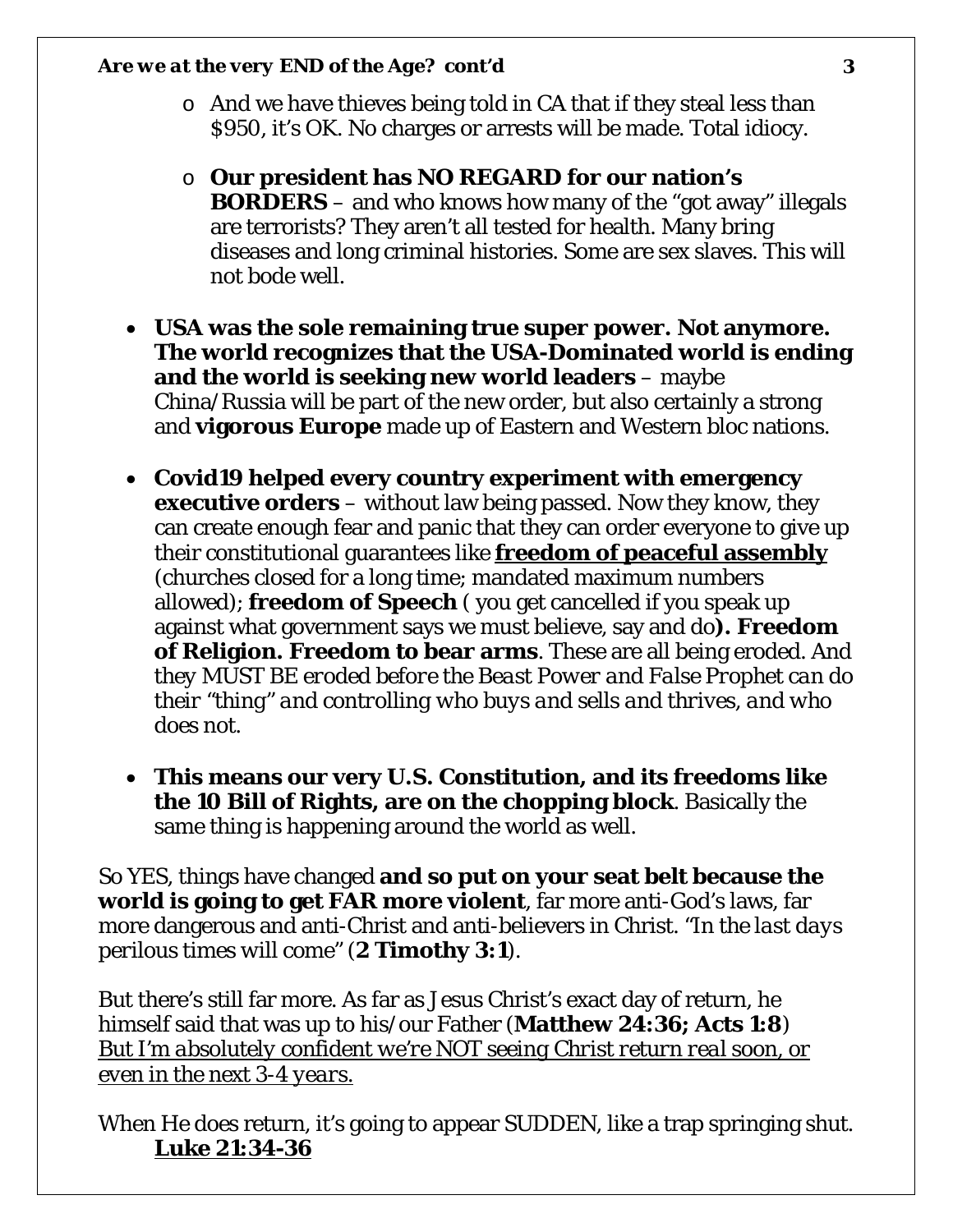- And we have thieves being told in CA that if they steal less than $950, it's OK. No charges or arrests will be made. Total idiocy.

- **Our president has NO REGARD for our nation's BORDERS** – and who knows how many of the "got away" illegals are terrorists? They aren't all tested for health. Many bring diseases and long criminal histories. Some are sex slaves. This will not bode well.

- **USA was the sole remaining true super power. Not anymore. The world recognizes that the USA-Dominated world is ending and the world is seeking new world leaders** – maybe China/Russia will be part of the new order, but also certainly a strong and **vigorous Europe** made up of Eastern and Western bloc nations.

- **Covid19 helped every country experiment with emergency executive orders** – without law being passed. Now they know, they can create enough fear and panic that they can order everyone to give up their constitutional guarantees like **freedom of peaceful assembly** (churches closed for a long time; mandated maximum numbers allowed); **freedom of Speech** ( you get cancelled if you speak up against what government says we must believe, say and do**). Freedom of Religion. Freedom to bear arms**. These are all being eroded. And *they MUST BE eroded before the Beast Power and False Prophet can do their "thing" and controlling who buys and sells and thrives, and who* does not.

- **This means our very U.S. Constitution, and its freedoms like the 10 Bill of Rights, are on the chopping block**. Basically the same thing is happening around the world as well.

So YES, things have changed **and so put on your seat belt because the world is going to get FAR more violent**, far more anti-God's laws, far more dangerous and anti-Christ and anti-believers in Christ. "*In the last days* perilous times will come" (**2 Timothy 3:1**).

But there's still far more. As far as Jesus Christ's exact day of return, he himself said that was up to his/our Father (**Matthew 24:36; Acts 1:8**) *But I'm absolutely confident we're NOT seeing Christ return real soon, or even in the next 3-4 years.*

When He does return, it's going to appear SUDDEN, like a trap springing shut. **Luke 21:34-36**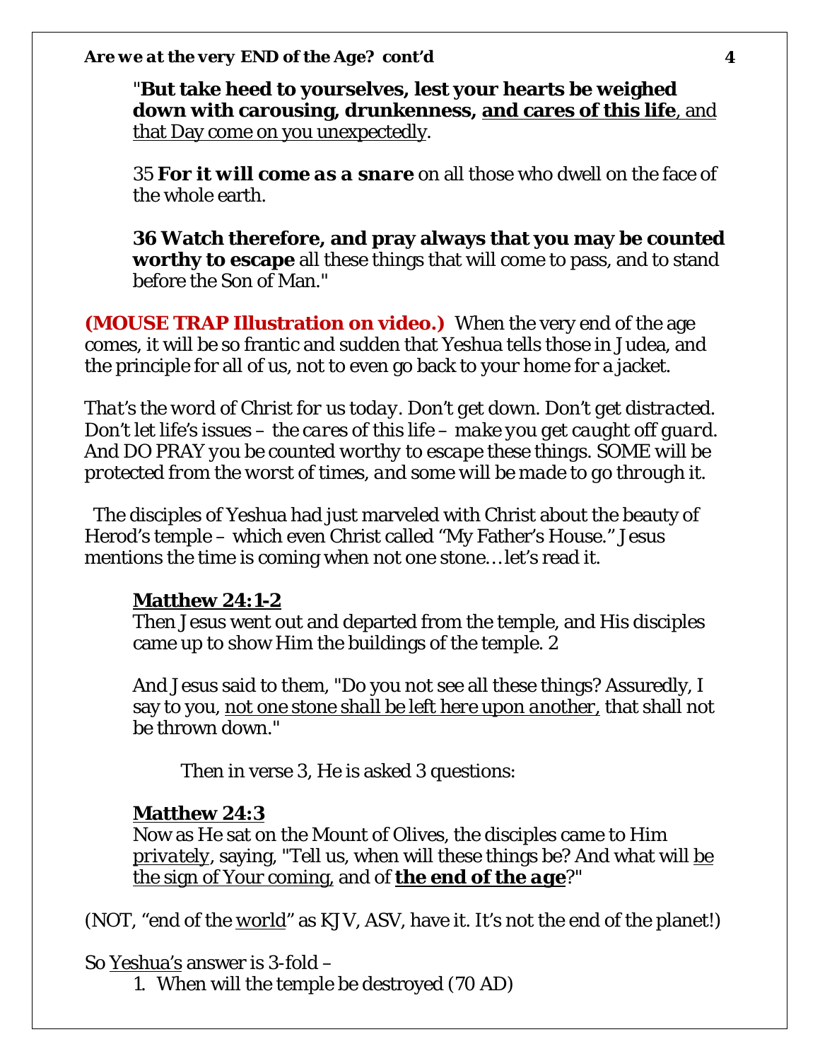"**But take heed to yourselves, lest your hearts be weighed down with carousing, drunkenness, <u>and cares of this life</u>**<u>, and that Day come on you unexpectedly</u>.

35 ***For it will come as a snare*** on all those who dwell on the face of the whole earth.

**36 Watch therefore, and pray always that you may be counted worthy to escape** all these things that will come to pass, and to stand before the Son of Man."

**(MOUSE TRAP Illustration on video.)** When the very end of the age comes, it will be so frantic and sudden that Yeshua tells those in Judea, and the principle for all of us, not to even go back to your home for a jacket.

*That's the word of Christ for us today. Don't get down. Don't get distracted. Don't let life's issues – the cares of this life – make you get caught off guard. And DO PRAY you be counted worthy to escape these things. SOME will be protected from the worst of times, and some will be made to go through it.*

The disciples of Yeshua had just marveled with Christ about the beauty of Herod's temple – which even Christ called "My Father's House." Jesus mentions the time is coming when not one stone…let's read it.

**<u>Matthew 24:1-2</u>**
Then Jesus went out and departed from the temple, and His disciples came up to show Him the buildings of the temple. 2

And Jesus said to them, "Do you not see all these things? Assuredly, I say to you, <u>not one stone shall be left here upon another,</u> that shall not be thrown down."

Then in verse 3, He is asked 3 questions:

**<u>Matthew 24:3</u>**
Now as He sat on the Mount of Olives, the disciples came to Him <u>privately</u>, saying, "Tell us, when will these things be? And what will <u>be the sign of Your coming,</u> and of ***<u>the end of the age</u>***?"

(NOT, "end of the <u>world</u>" as KJV, ASV, have it. It's not the end of the planet!)

So <u>Yeshua's</u> answer is 3-fold –

1. When will the temple be destroyed (70 AD)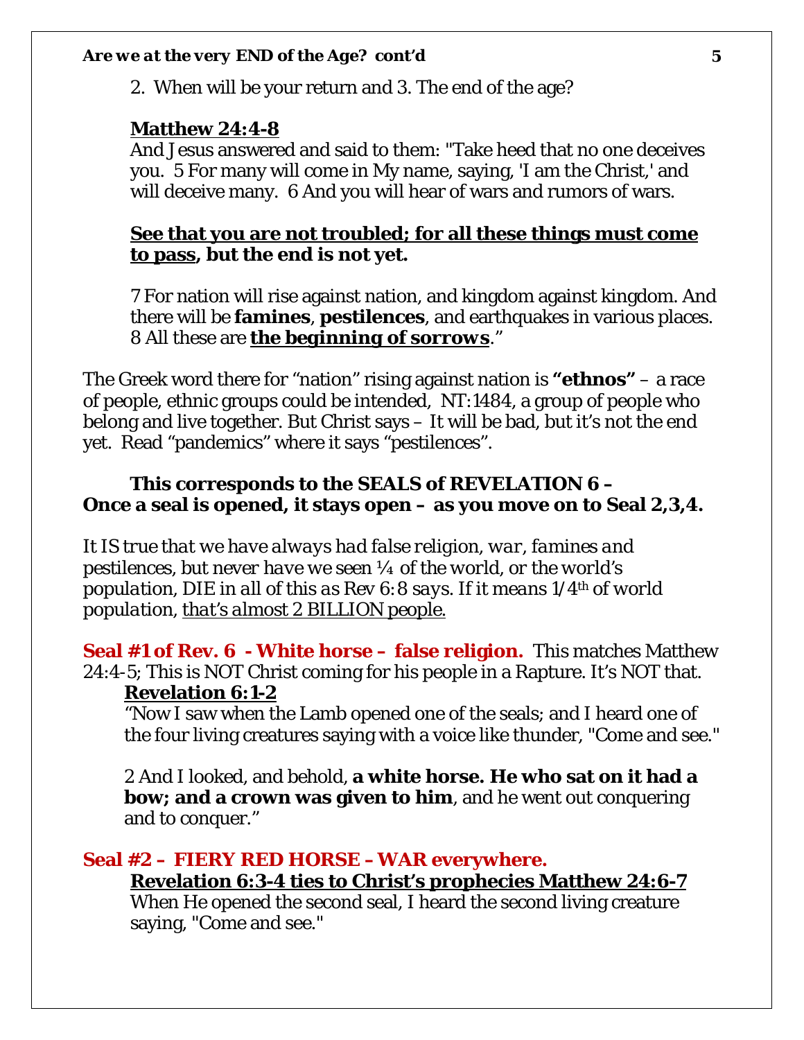2. When will be your return and 3. The end of the age?

**<u>Matthew 24:4-8</u>**
And Jesus answered and said to them: "Take heed that no one deceives you. 5 For many will come in My name, saying, 'I am the Christ,' and will deceive many. 6 And you will hear of wars and rumors of wars.

**<u>See that you are not troubled; for all these things must come to pass</u>, but the end is not yet.**

7 For nation will rise against nation, and kingdom against kingdom. And there will be **famines**, **pestilences**, and earthquakes in various places. 8 All these are **<u>the beginning of sorrows</u>**."

The Greek word there for "nation" rising against nation is **"ethnos"** – a race of people, ethnic groups could be intended, NT:1484, a group of people who belong and live together. But Christ says – It will be bad, but it's not the end yet. Read "pandemics" where it says "pestilences".

**This corresponds to the SEALS of REVELATION 6 – Once a seal is opened, it stays open – as you move on to Seal 2,3,4.**

*It IS true that we have always had false religion, war, famines and pestilences, but never have we seen ¼ of the world, or the world's population, DIE in all of this as Rev 6:8 says. If it means 1/4th of world population, <u>that's almost 2 BILLION people.</u>*

**Seal #1 of Rev. 6 - White horse – false religion.** This matches Matthew 24:4-5; This is NOT Christ coming for his people in a Rapture. It's NOT that.

**<u>Revelation 6:1-2</u>**
"Now I saw when the Lamb opened one of the seals; and I heard one of the four living creatures saying with a voice like thunder, "Come and see."

2 And I looked, and behold, **a white horse. He who sat on it had a bow; and a crown was given to him**, and he went out conquering and to conquer."

**Seal #2 – FIERY RED HORSE – WAR everywhere.**

**<u>Revelation 6:3-4 ties to Christ's prophecies Matthew 24:6-7</u>**
When He opened the second seal, I heard the second living creature saying, "Come and see."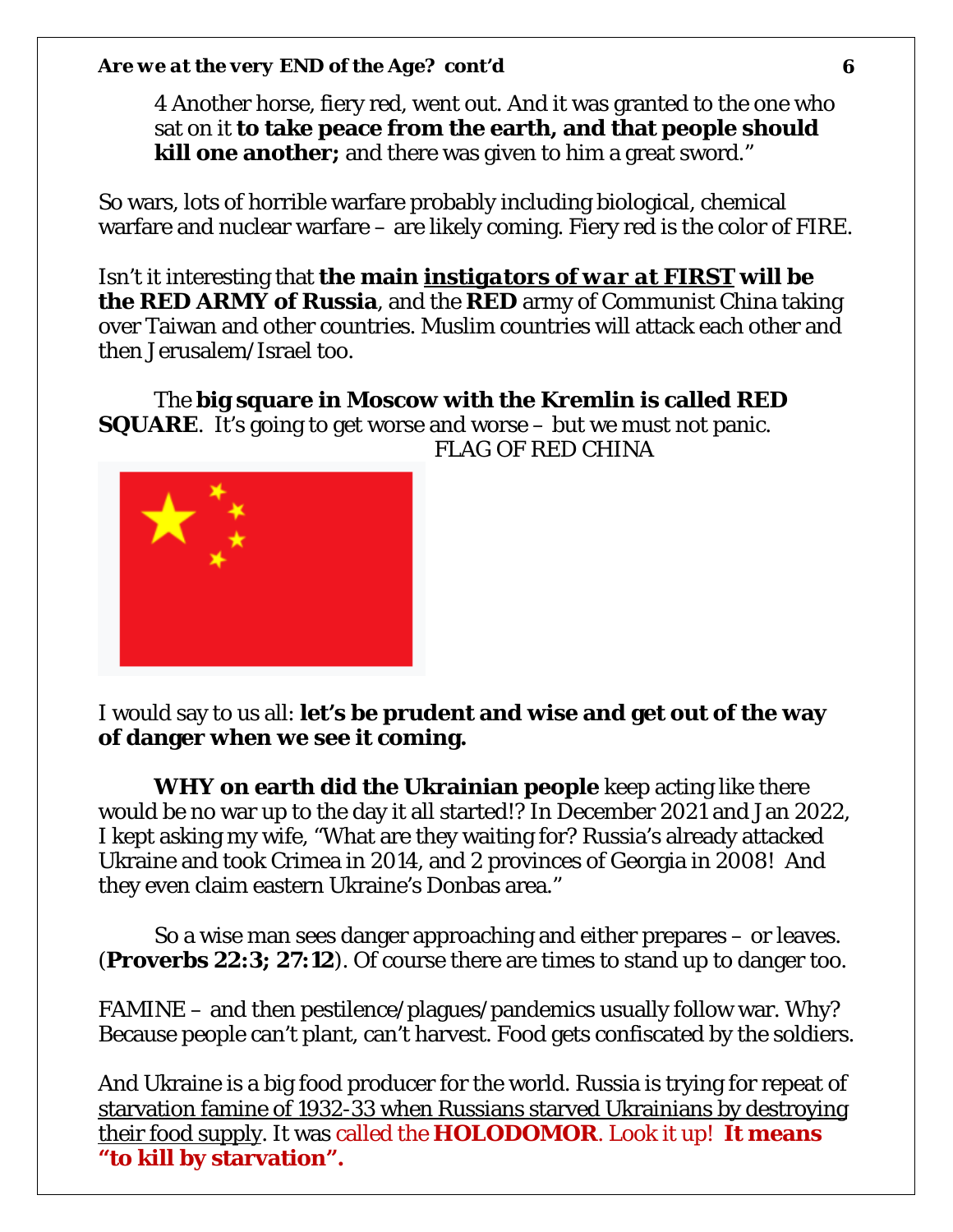4 Another horse, fiery red, went out. And it was granted to the one who sat on it **to take peace from the earth, and that people should kill one another;** and there was given to him a great sword."

So wars, lots of horrible warfare probably including biological, chemical warfare and nuclear warfare – are likely coming. Fiery red is the color of FIRE.

Isn't it interesting that **the main _instigators of war at FIRST_ will be the RED ARMY of Russia**, and the **RED** army of Communist China taking over Taiwan and other countries. Muslim countries will attack each other and then Jerusalem/Israel too.

The **big square in Moscow with the Kremlin is called RED SQUARE**. It's going to get worse and worse – but we must not panic.

FLAG OF RED CHINA

I would say to us all: **let's be prudent and wise and get out of the way of danger when we see it coming.**

**WHY on earth did the Ukrainian people** keep acting like there would be no war up to the day it all started!? In December 2021 and Jan 2022, I kept asking my wife, "What are they waiting for? Russia's already attacked Ukraine and took Crimea in 2014, and 2 provinces of Georgia in 2008! And they even claim eastern Ukraine's Donbas area."

So a wise man sees danger approaching and either prepares – or leaves. (**Proverbs 22:3; 27:12**). Of course there are times to stand up to danger too.

FAMINE – and then pestilence/plagues/pandemics usually follow war. Why? Because people can't plant, can't harvest. Food gets confiscated by the soldiers.

And Ukraine is a big food producer for the world. Russia is trying for repeat of starvation famine of 1932-33 when Russians starved Ukrainians by destroying their food supply. It was called the **HOLODOMOR**. Look it up! **It means "to kill by starvation".**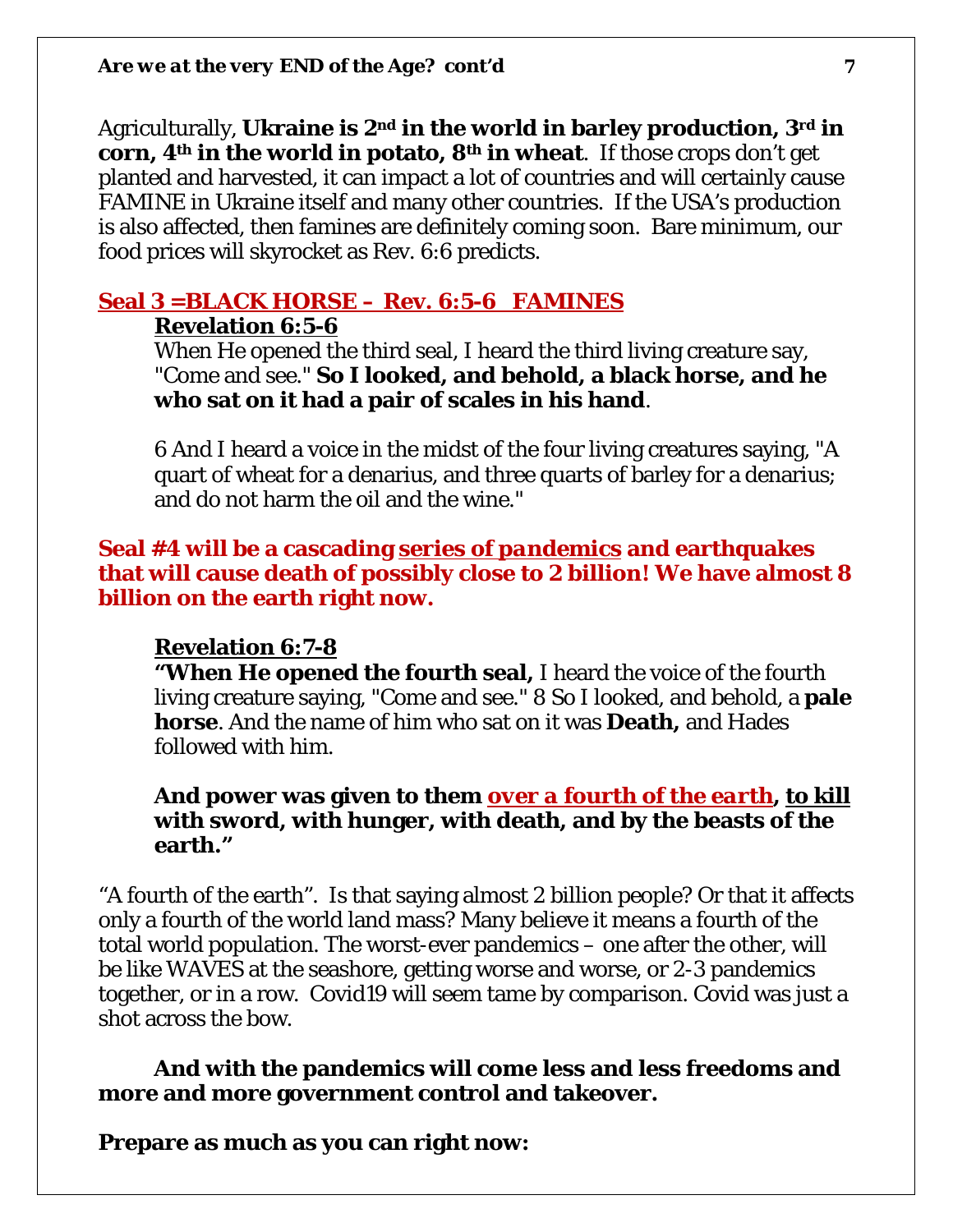Agriculturally, **Ukraine is 2nd in the world in barley production, 3rd in corn, 4th in the world in potato, 8th in wheat**. If those crops don't get planted and harvested, it can impact a lot of countries and will certainly cause FAMINE in Ukraine itself and many other countries. If the USA's production is also affected, then famines are definitely coming soon. Bare minimum, our food prices will skyrocket as Rev. 6:6 predicts.

## Seal 3 =BLACK HORSE – Rev. 6:5-6 FAMINES

**Revelation 6:5-6**

When He opened the third seal, I heard the third living creature say, "Come and see." **So I looked, and behold, a black horse, and he who sat on it had a pair of scales in his hand**.

6 And I heard a voice in the midst of the four living creatures saying, "A quart of wheat for a denarius, and three quarts of barley for a denarius; and do not harm the oil and the wine."

**Seal #4 will be a cascading *series of pandemics* and earthquakes that will cause death of possibly close to 2 billion! We have almost 8 billion on the earth right now.**

**Revelation 6:7-8**

**"When He opened the fourth seal,** I heard the voice of the fourth living creature saying, "Come and see." 8 So I looked, and behold, a **pale horse**. And the name of him who sat on it was **Death,** and Hades followed with him.

**And power was given to them *over a fourth of the earth*, to kill with sword, with hunger, with death, and by the beasts of the earth."**

"A fourth of the earth". Is that saying almost 2 billion people? Or that it affects only a fourth of the world land mass? Many believe it means a fourth of the total world population. The worst-ever pandemics – one after the other, will be like WAVES at the seashore, getting worse and worse, or 2-3 pandemics together, or in a row. Covid19 will seem tame by comparison. Covid was just a shot across the bow.

**And with the pandemics will come less and less freedoms and more and more government control and takeover.**

**Prepare as much as you can right now:**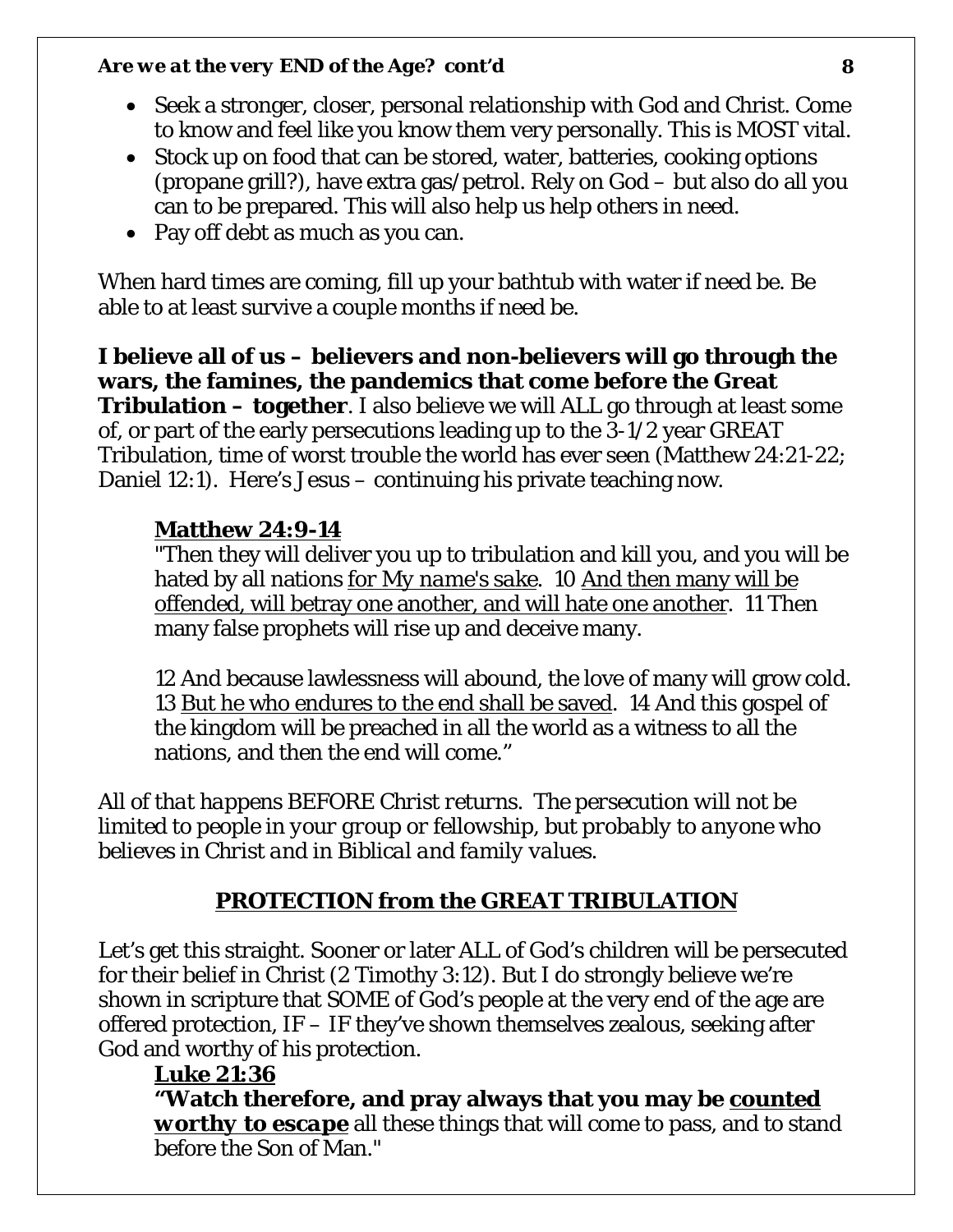- Seek a stronger, closer, personal relationship with God and Christ. Come to know and feel like you know them very personally. This is MOST vital.
- Stock up on food that can be stored, water, batteries, cooking options (propane grill?), have extra gas/petrol. Rely on God – but also do all you can to be prepared. This will also help us help others in need.
- Pay off debt as much as you can.

When hard times are coming, fill up your bathtub with water if need be. Be able to at least survive a couple months if need be.

**I believe all of us – believers and non-believers will go through the wars, the famines, the pandemics that come before the Great Tribulation – together**. I also believe we will ALL go through at least some of, or part of the early persecutions leading up to the 3-1/2 year GREAT Tribulation, time of worst trouble the world has ever seen (Matthew 24:21-22; Daniel 12:1). Here's Jesus – continuing his private teaching now.

> **<u>Matthew 24:9-14</u>**
> "Then they will deliver you up to tribulation and kill you, and you will be hated by all nations <u>*for My name's sake*</u>. 10 <u>And then many will be offended, will betray one another, and will hate one another</u>. 11 Then many false prophets will rise up and deceive many.
>
> 12 And because lawlessness will abound, the love of many will grow cold. 13 <u>But he who endures to the end shall be saved</u>. 14 And this gospel of the kingdom will be preached in all the world as a witness to all the nations, and then the end will come."

*All of that happens BEFORE Christ returns. The persecution will not be limited to people in your group or fellowship, but probably to anyone who believes in Christ and in Biblical and family values.*

## <u>PROTECTION from the GREAT TRIBULATION</u>

Let's get this straight. Sooner or later ALL of God's children will be persecuted for their belief in Christ (2 Timothy 3:12). But I do strongly believe we're shown in scripture that SOME of God's people at the very end of the age are offered protection, IF – IF they've shown themselves zealous, seeking after God and worthy of his protection.

> **<u>Luke 21:36</u>**
> **"Watch therefore, and pray always that you may be <u>counted *worthy to escape*</u>** all these things that will come to pass, and to stand before the Son of Man."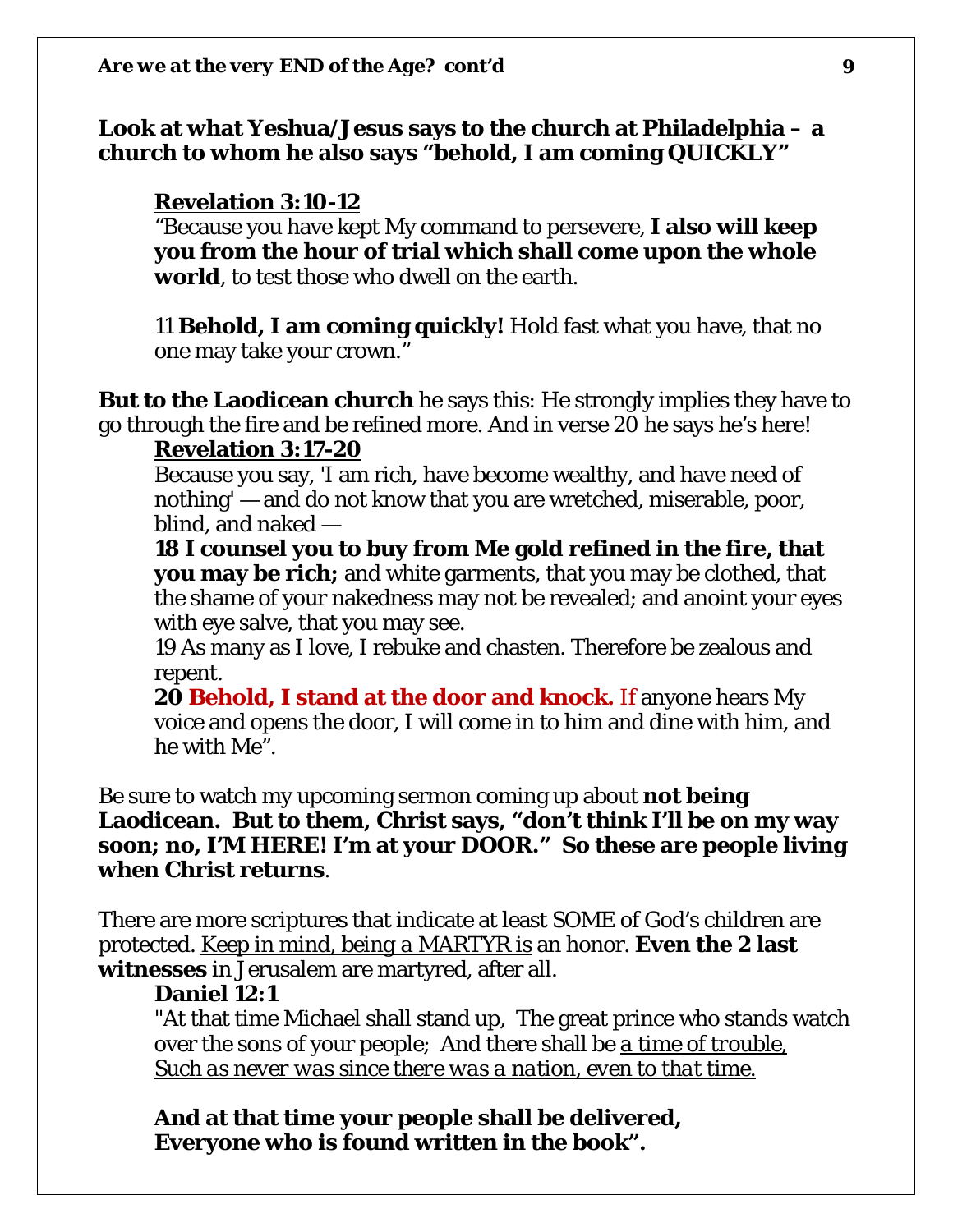**Look at what Yeshua/Jesus says to the church at Philadelphia – a church to whom he also says "behold, I am coming QUICKLY"**

> <u>**Revelation 3:10-12**</u>
> "Because you have kept My command to persevere, **I also will keep you from the hour of trial which shall come upon the whole world**, to test those who dwell on the earth.
>
> 11 **Behold, I am coming quickly!** Hold fast what you have, that no one may take your crown."

**But to the Laodicean church** he says this: He strongly implies they have to go through the fire and be refined more. And in verse 20 he says he's here!

> <u>**Revelation 3:17-20**</u>
> Because you say, 'I am rich, have become wealthy, and have need of nothing' — and do not know that you are wretched, miserable, poor, blind, and naked —
> **18 I counsel you to buy from Me gold refined in the fire, that you may be rich;** and white garments, that you may be clothed, that the shame of your nakedness may not be revealed; and anoint your eyes with eye salve, that you may see.
> 19 As many as I love, I rebuke and chasten. Therefore be zealous and repent.
> **20 Behold, I stand at the door and knock.** If anyone hears My voice and opens the door, I will come in to him and dine with him, and he with Me".

Be sure to watch my upcoming sermon coming up about **not being Laodicean. But to them, Christ says, "don't think I'll be on my way soon; no, I'M HERE! I'm at your DOOR." So these are people living when Christ returns**.

There are more scriptures that indicate at least SOME of God's children are protected. <u>Keep in mind, being a MARTYR is</u> an honor. **Even the 2 last witnesses** in Jerusalem are martyred, after all.

> **Daniel 12:1**
> "At that time Michael shall stand up, The great prince who stands watch over the sons of your people; And there shall be <u>a time of trouble, *Such as never was since there was a nation, even to that time.*</u>
>
> **And at that time your people shall be delivered, Everyone who is found written in the book".**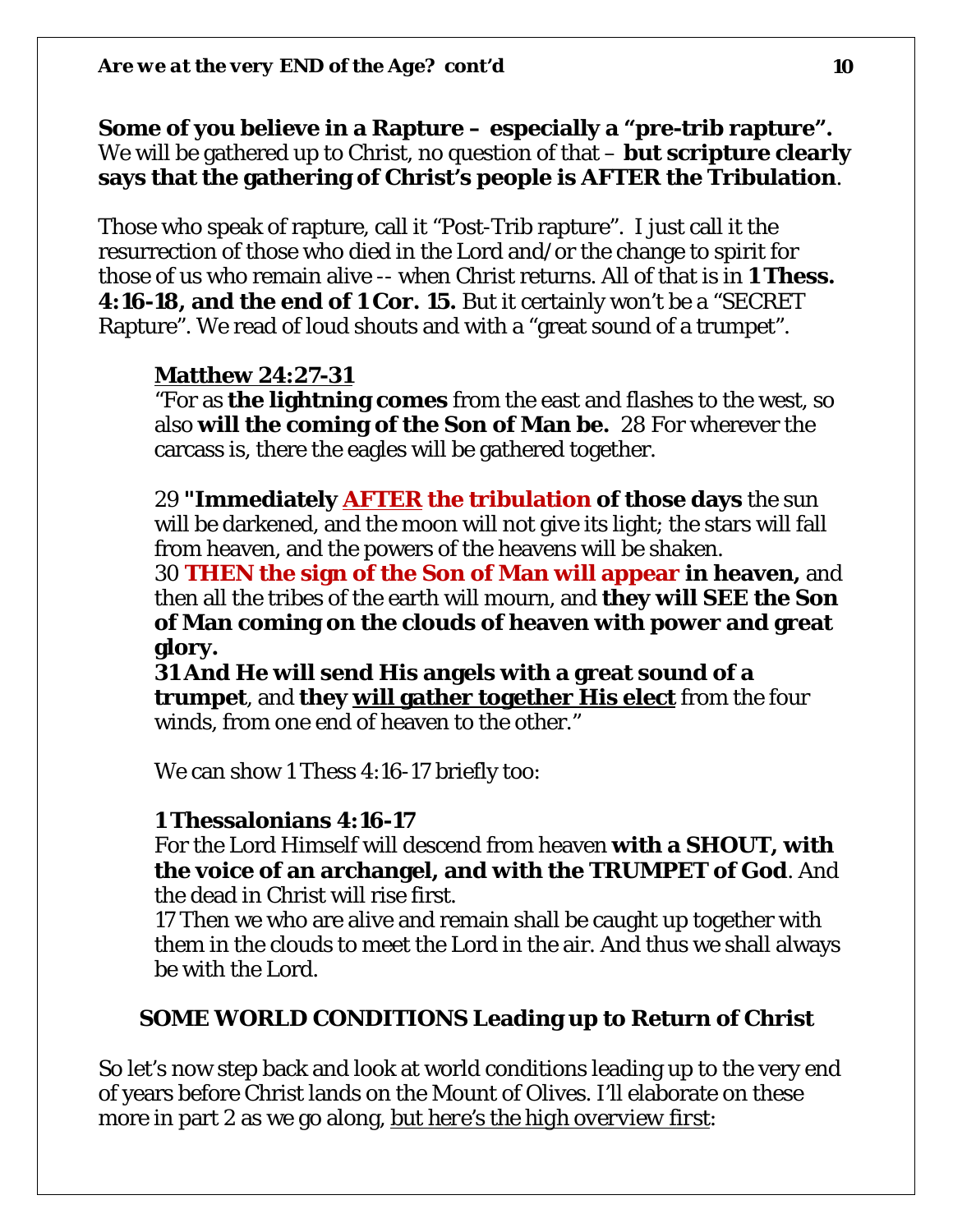**Some of you believe in a Rapture – especially a "pre-trib rapture".** We will be gathered up to Christ, no question of that – **but scripture clearly says that the gathering of Christ's people is AFTER the Tribulation**.

Those who speak of rapture, call it "Post-Trib rapture". I just call it the resurrection of those who died in the Lord and/or the change to spirit for those of us who remain alive -- when Christ returns. All of that is in **1 Thess. 4:16-18, and the end of 1 Cor. 15.** But it certainly won't be a "SECRET Rapture". We read of loud shouts and with a "great sound of a trumpet".

> **Matthew 24:27-31**
>
> "For as **the lightning comes** from the east and flashes to the west, so also **will the coming of the Son of Man be.** 28 For wherever the carcass is, there the eagles will be gathered together.
>
> 29 **"Immediately AFTER the tribulation of those days** the sun will be darkened, and the moon will not give its light; the stars will fall from heaven, and the powers of the heavens will be shaken.
> 30 **THEN the sign of the Son of Man will appear in heaven,** and then all the tribes of the earth will mourn, and **they will SEE the Son of Man coming on the clouds of heaven with power and great glory.**
> **31 And He will send His angels with a great sound of a trumpet**, and **they will gather together His elect** from the four winds, from one end of heaven to the other."
>
> We can show 1 Thess 4:16-17 briefly too:
>
> **1 Thessalonians 4:16-17**
>
> For the Lord Himself will descend from heaven **with a SHOUT, with the voice of an archangel, and with the TRUMPET of God**. And the dead in Christ will rise first.
> 17 Then we who are alive and remain shall be caught up together with them in the clouds to meet the Lord in the air. And thus we shall always be with the Lord.

### SOME WORLD CONDITIONS Leading up to Return of Christ

So let's now step back and look at world conditions leading up to the very end of years before Christ lands on the Mount of Olives. I'll elaborate on these more in part 2 as we go along, but here's the high overview first: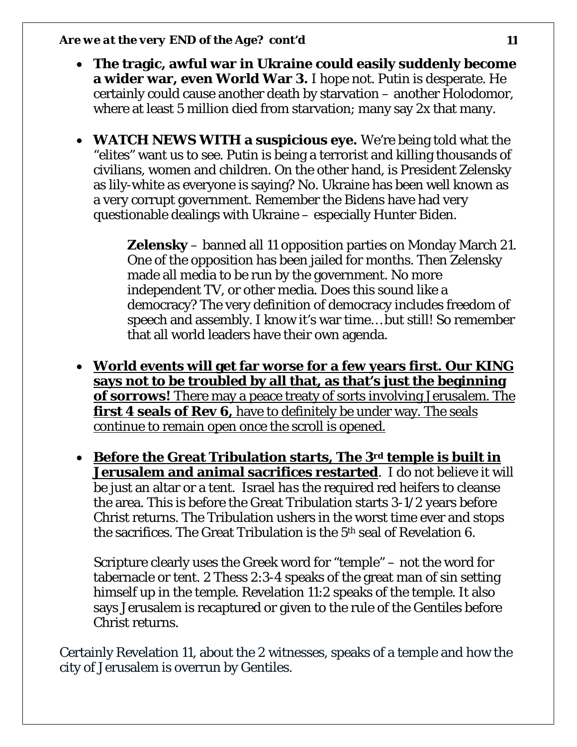- **The tragic, awful war in Ukraine could easily suddenly become a wider war, even World War 3.** I hope not. Putin is desperate. He certainly could cause another death by starvation – another Holodomor, where at least 5 million died from starvation; many say 2x that many.

- **WATCH NEWS WITH a suspicious eye.** We're being told what the "elites" want us to see. Putin is being a terrorist and killing thousands of civilians, women and children. On the other hand, is President Zelensky as lily-white as everyone is saying? No. Ukraine has been well known as a very corrupt government. Remember the Bidens have had very questionable dealings with Ukraine – especially Hunter Biden.

  **Zelensky** – banned all 11 opposition parties on Monday March 21. One of the opposition has been jailed for months. Then Zelensky made all media to be run by the government. No more independent TV, or other media. Does this sound like a democracy? The very definition of democracy includes freedom of speech and assembly. I know it's war time…but still! So remember that all world leaders have their own agenda.

- <u>**World events will get far worse for a few years first. Our KING says not to be troubled by all that, as that's just the beginning of sorrows!** There may a peace treaty of sorts involving Jerusalem. The **first 4 seals of Rev 6,** have to definitely be under way. The seals continue to remain open once the scroll is opened.</u>

- <u>**Before the Great Tribulation starts, The 3rd temple is built in Jerusalem and animal sacrifices restarted**</u>. I do not believe it will be just an altar or a tent. Israel has the required red heifers to cleanse the area. This is before the Great Tribulation starts 3-1/2 years before Christ returns. The Tribulation ushers in the worst time ever and stops the sacrifices. The Great Tribulation is the 5th seal of Revelation 6.

  Scripture clearly uses the Greek word for "temple" – not the word for tabernacle or tent. 2 Thess 2:3-4 speaks of the great man of sin setting himself up in the temple. Revelation 11:2 speaks of the temple. It also says Jerusalem is recaptured or given to the rule of the Gentiles before Christ returns.

Certainly Revelation 11, about the 2 witnesses, speaks of a temple and how the city of Jerusalem is overrun by Gentiles.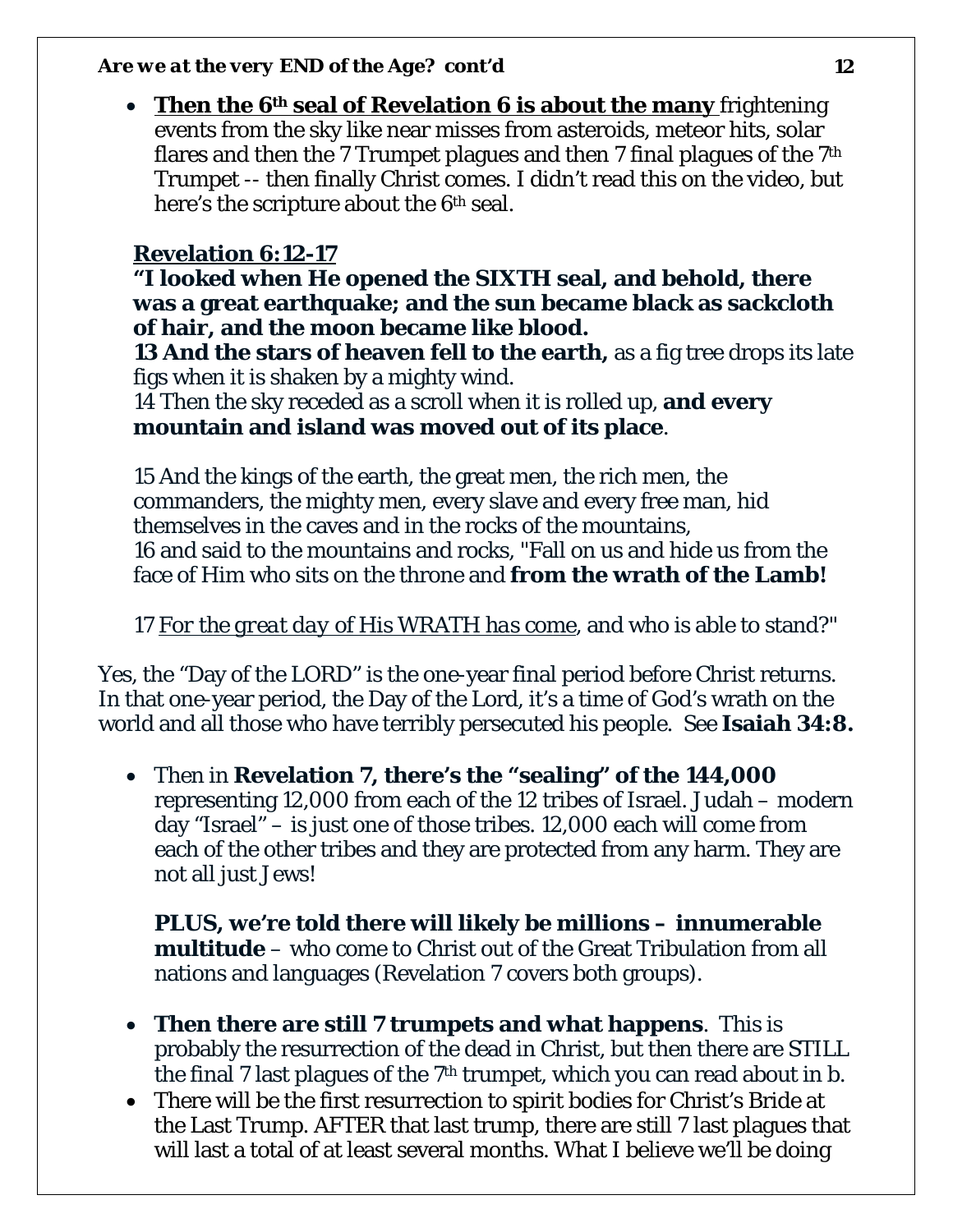- **<u>Then the 6th seal of Revelation 6 is about the many</u>** frightening events from the sky like near misses from asteroids, meteor hits, solar flares and then the 7 Trumpet plagues and then 7 final plagues of the 7th Trumpet -- then finally Christ comes. I didn't read this on the video, but here's the scripture about the 6th seal.

  **<u>Revelation 6:12-17</u>**
  **"I looked when He opened the SIXTH seal, and behold, there was a great earthquake; and the sun became black as sackcloth of hair, and the moon became like blood.**
  **13 And the stars of heaven fell to the earth,** as a fig tree drops its late figs when it is shaken by a mighty wind.
  14 Then the sky receded as a scroll when it is rolled up, **and every mountain and island was moved out of its place**.

  15 And the kings of the earth, the great men, the rich men, the commanders, the mighty men, every slave and every free man, hid themselves in the caves and in the rocks of the mountains,
  16 and said to the mountains and rocks, "Fall on us and hide us from the face of Him who sits on the throne and **from the wrath of the Lamb!**

  17 <u>For the great day of His WRATH has come</u>, and who is able to stand?"

Yes, the "Day of the LORD" is the one-year final period before Christ returns. In that one-year period, the Day of the Lord, it's a time of God's wrath on the world and all those who have terribly persecuted his people. See **Isaiah 34:8.**

- Then in **Revelation 7, there's the "sealing" of the 144,000** representing 12,000 from each of the 12 tribes of Israel. Judah – modern day "Israel" – is just one of those tribes. 12,000 each will come from each of the other tribes and they are protected from any harm. They are not all just Jews!

  **PLUS, we're told there will likely be millions – innumerable multitude** – who come to Christ out of the Great Tribulation from all nations and languages (Revelation 7 covers both groups).

- **Then there are still 7 trumpets and what happens**. This is probably the resurrection of the dead in Christ, but then there are STILL the final 7 last plagues of the 7th trumpet, which you can read about in b.
- There will be the first resurrection to spirit bodies for Christ's Bride at the Last Trump. AFTER that last trump, there are still 7 last plagues that will last a total of at least several months. What I believe we'll be doing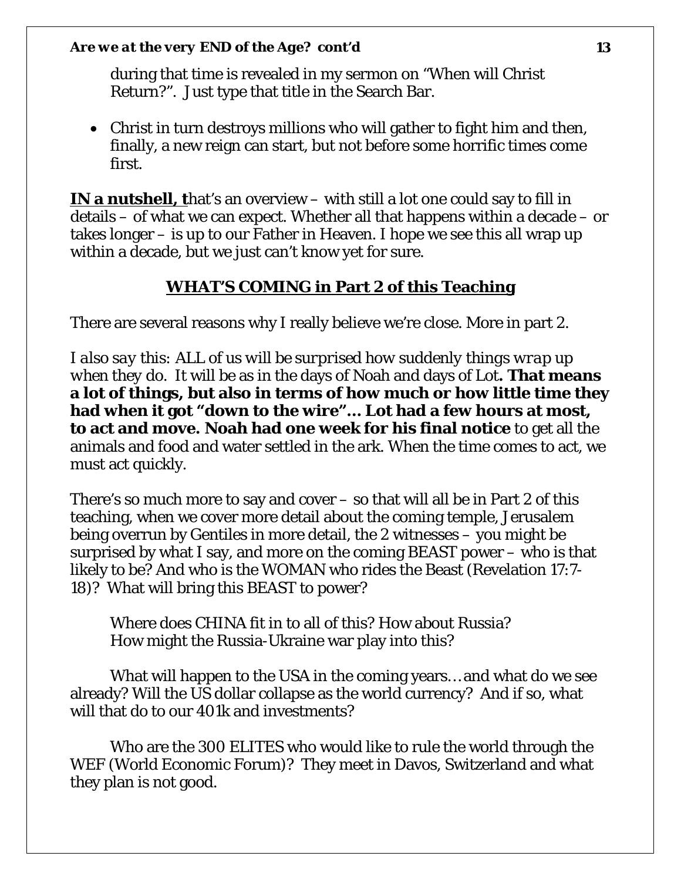during that time is revealed in my sermon on "When will Christ Return?". Just type that title in the Search Bar.

- Christ in turn destroys millions who will gather to fight him and then, finally, a new reign can start, but not before some horrific times come first.

**IN a nutshell, t**hat's an overview – with still a lot one could say to fill in details – of what we can expect. Whether all that happens within a decade – or takes longer – is up to our Father in Heaven. I hope we see this all wrap up within a decade, but we just can't know yet for sure.

## WHAT'S COMING in Part 2 of this Teaching

There are several reasons why I really believe we're close. More in part 2.

*I also say this: ALL of us will be surprised how suddenly things wrap up when they do. It will be as in the days of Noah and days of Lot.* **That means a lot of things, but also in terms of how much or how little time they had when it got "down to the wire"… Lot had a few hours at most, to act and move. Noah had one week for his final notice** to get all the animals and food and water settled in the ark. When the time comes to act, we must act quickly.

There's so much more to say and cover – so that will all be in Part 2 of this teaching, when we cover more detail about the coming temple, Jerusalem being overrun by Gentiles in more detail, the 2 witnesses – you might be surprised by what I say, and more on the coming BEAST power – who is that likely to be? And who is the WOMAN who rides the Beast (Revelation 17:7-18)? What will bring this BEAST to power?

Where does CHINA fit in to all of this? How about Russia?
How might the Russia-Ukraine war play into this?

What will happen to the USA in the coming years… and what do we see already? Will the US dollar collapse as the world currency? And if so, what will that do to our 401k and investments?

Who are the 300 ELITES who would like to rule the world through the WEF (World Economic Forum)? They meet in Davos, Switzerland and what they plan is not good.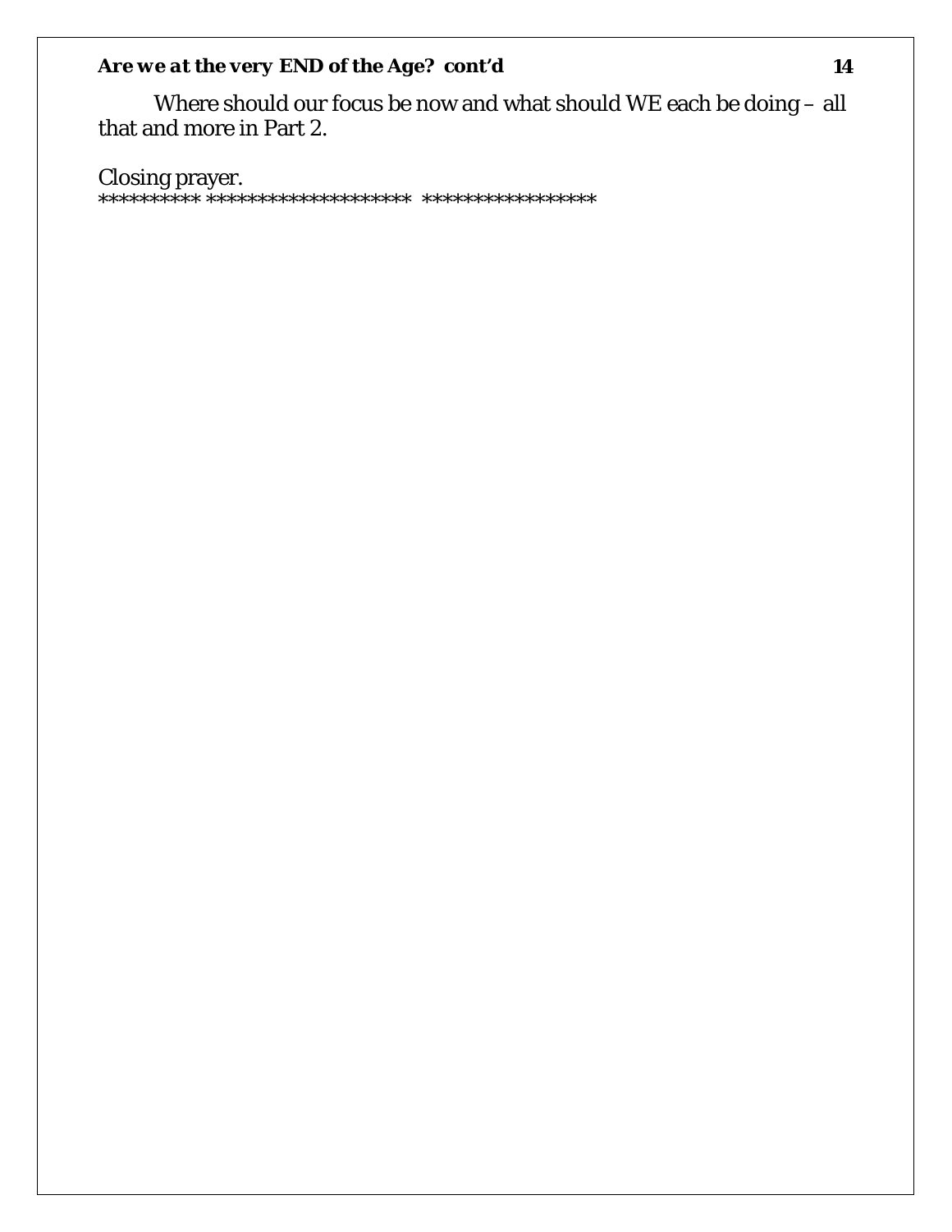Where should our focus be now and what should WE each be doing – all that and more in Part 2.

Closing prayer.

********** ******************** ****************